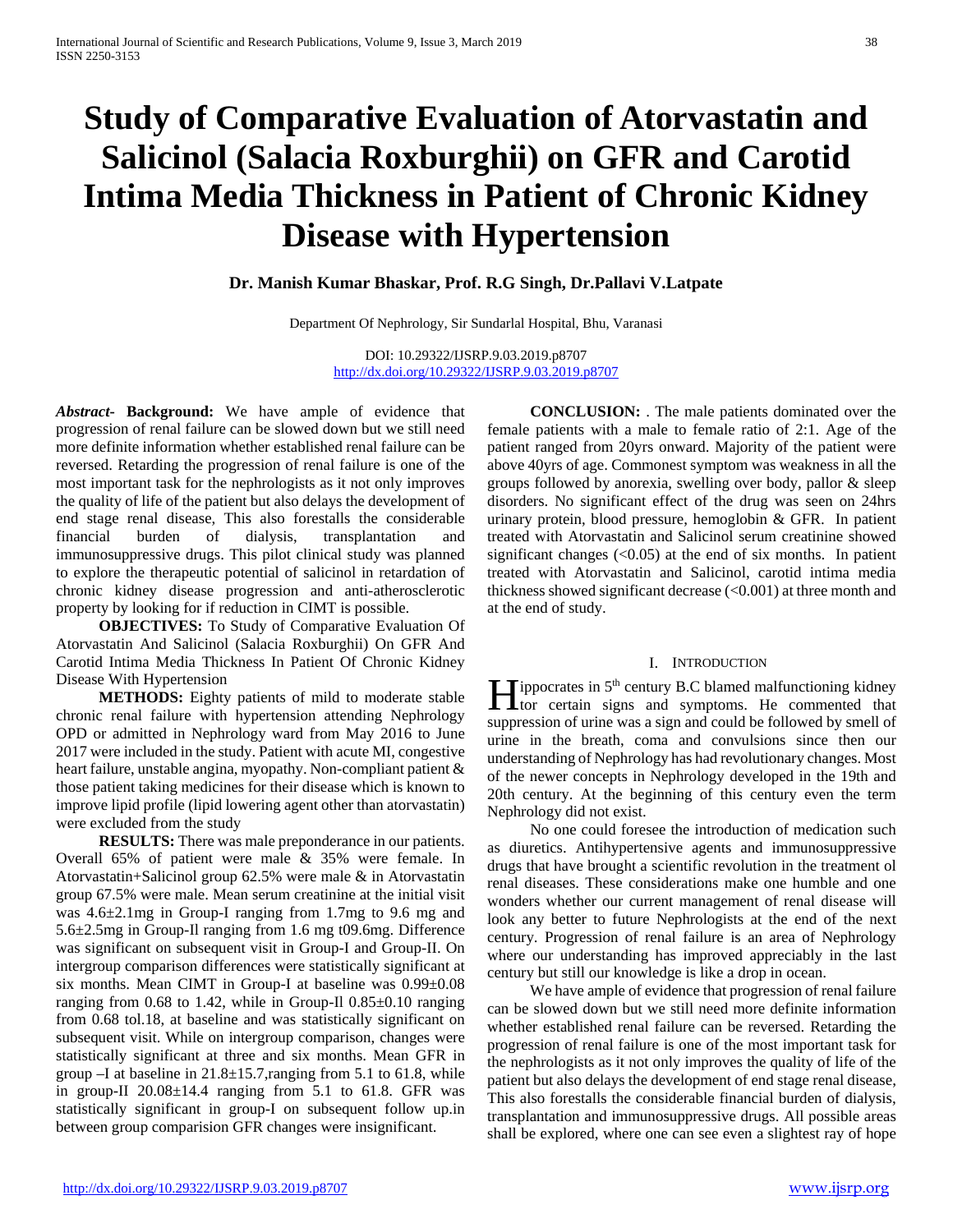# Study of Comparative Evaluation of Atorvastatin and Salicinol (Salacia Roxburghii) on GFR and Carotid Intima Media Thickness in Patient of Chronic Kidney Disease with Hypertension

**Dr. Manish Kumar Bhaskar, Prof. R.G Singh, Dr.Pallavi V.Latpate**

Department Of Nephrology, Sir Sundarlal Hospital, Bhu, Varanasi

DOI: 10.29322/IJSRP.9.03.2019.p8707
http://dx.doi.org/10.29322/IJSRP.9.03.2019.p8707

***Abstract*-** **Background:** We have ample of evidence that progression of renal failure can be slowed down but we still need more definite information whether established renal failure can be reversed. Retarding the progression of renal failure is one of the most important task for the nephrologists as it not only improves the quality of life of the patient but also delays the development of end stage renal disease, This also forestalls the considerable financial burden of dialysis, transplantation and immunosuppressive drugs. This pilot clinical study was planned to explore the therapeutic potential of salicinol in retardation of chronic kidney disease progression and anti-atherosclerotic property by looking for if reduction in CIMT is possible.

**OBJECTIVES:** To Study of Comparative Evaluation Of Atorvastatin And Salicinol (Salacia Roxburghii) On GFR And Carotid Intima Media Thickness In Patient Of Chronic Kidney Disease With Hypertension

**METHODS:** Eighty patients of mild to moderate stable chronic renal failure with hypertension attending Nephrology OPD or admitted in Nephrology ward from May 2016 to June 2017 were included in the study. Patient with acute MI, congestive heart failure, unstable angina, myopathy. Non-compliant patient & those patient taking medicines for their disease which is known to improve lipid profile (lipid lowering agent other than atorvastatin) were excluded from the study

**RESULTS:** There was male preponderance in our patients. Overall 65% of patient were male & 35% were female. In Atorvastatin+Salicinol group 62.5% were male & in Atorvastatin group 67.5% were male. Mean serum creatinine at the initial visit was 4.6±2.1mg in Group-I ranging from 1.7mg to 9.6 mg and 5.6±2.5mg in Group-Il ranging from 1.6 mg t09.6mg. Difference was significant on subsequent visit in Group-I and Group-II. On intergroup comparison differences were statistically significant at six months. Mean CIMT in Group-I at baseline was 0.99±0.08 ranging from 0.68 to 1.42, while in Group-Il 0.85±0.10 ranging from 0.68 tol.18, at baseline and was statistically significant on subsequent visit. While on intergroup comparison, changes were statistically significant at three and six months. Mean GFR in group –I at baseline in 21.8±15.7,ranging from 5.1 to 61.8, while in group-II 20.08±14.4 ranging from 5.1 to 61.8. GFR was statistically significant in group-I on subsequent follow up.in between group comparision GFR changes were insignificant.

**CONCLUSION:** . The male patients dominated over the female patients with a male to female ratio of 2:1. Age of the patient ranged from 20yrs onward. Majority of the patient were above 40yrs of age. Commonest symptom was weakness in all the groups followed by anorexia, swelling over body, pallor & sleep disorders. No significant effect of the drug was seen on 24hrs urinary protein, blood pressure, hemoglobin & GFR. In patient treated with Atorvastatin and Salicinol serum creatinine showed significant changes (<0.05) at the end of six months. In patient treated with Atorvastatin and Salicinol, carotid intima media thickness showed significant decrease (<0.001) at three month and at the end of study.

## I. Introduction

Hippocrates in 5[th] century B.C blamed malfunctioning kidney for certain signs and symptoms. He commented that suppression of urine was a sign and could be followed by smell of urine in the breath, coma and convulsions since then our understanding of Nephrology has had revolutionary changes. Most of the newer concepts in Nephrology developed in the 19th and 20th century. At the beginning of this century even the term Nephrology did not exist.

No one could foresee the introduction of medication such as diuretics. Antihypertensive agents and immunosuppressive drugs that have brought a scientific revolution in the treatment ol renal diseases. These considerations make one humble and one wonders whether our current management of renal disease will look any better to future Nephrologists at the end of the next century. Progression of renal failure is an area of Nephrology where our understanding has improved appreciably in the last century but still our knowledge is like a drop in ocean.

We have ample of evidence that progression of renal failure can be slowed down but we still need more definite information whether established renal failure can be reversed. Retarding the progression of renal failure is one of the most important task for the nephrologists as it not only improves the quality of life of the patient but also delays the development of end stage renal disease, This also forestalls the considerable financial burden of dialysis, transplantation and immunosuppressive drugs. All possible areas shall be explored, where one can see even a slightest ray of hope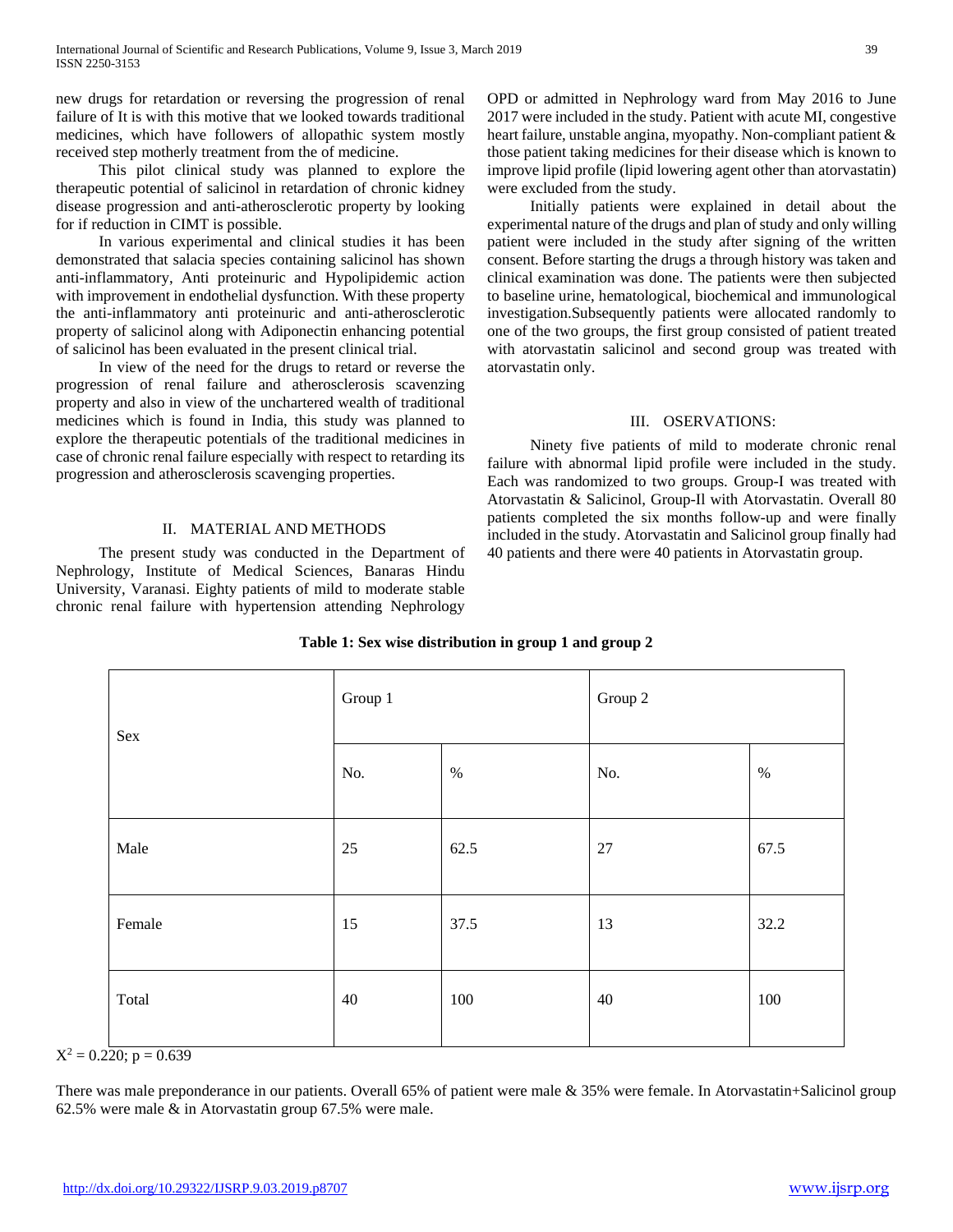new drugs for retardation or reversing the progression of renal failure of It is with this motive that we looked towards traditional medicines, which have followers of allopathic system mostly received step motherly treatment from the of medicine.

This pilot clinical study was planned to explore the therapeutic potential of salicinol in retardation of chronic kidney disease progression and anti-atherosclerotic property by looking for if reduction in CIMT is possible.

In various experimental and clinical studies it has been demonstrated that salacia species containing salicinol has shown anti-inflammatory, Anti proteinuric and Hypolipidemic action with improvement in endothelial dysfunction. With these property the anti-inflammatory anti proteinuric and anti-atherosclerotic property of salicinol along with Adiponectin enhancing potential of salicinol has been evaluated in the present clinical trial.

In view of the need for the drugs to retard or reverse the progression of renal failure and atherosclerosis scavenzing property and also in view of the unchartered wealth of traditional medicines which is found in India, this study was planned to explore the therapeutic potentials of the traditional medicines in case of chronic renal failure especially with respect to retarding its progression and atherosclerosis scavenging properties.

## II. MATERIAL AND METHODS

The present study was conducted in the Department of Nephrology, Institute of Medical Sciences, Banaras Hindu University, Varanasi. Eighty patients of mild to moderate stable chronic renal failure with hypertension attending Nephrology OPD or admitted in Nephrology ward from May 2016 to June 2017 were included in the study. Patient with acute MI, congestive heart failure, unstable angina, myopathy. Non-compliant patient & those patient taking medicines for their disease which is known to improve lipid profile (lipid lowering agent other than atorvastatin) were excluded from the study.

Initially patients were explained in detail about the experimental nature of the drugs and plan of study and only willing patient were included in the study after signing of the written consent. Before starting the drugs a through history was taken and clinical examination was done. The patients were then subjected to baseline urine, hematological, biochemical and immunological investigation.Subsequently patients were allocated randomly to one of the two groups, the first group consisted of patient treated with atorvastatin salicinol and second group was treated with atorvastatin only.

## III. OSERVATIONS:

Ninety five patients of mild to moderate chronic renal failure with abnormal lipid profile were included in the study. Each was randomized to two groups. Group-I was treated with Atorvastatin & Salicinol, Group-Il with Atorvastatin. Overall 80 patients completed the six months follow-up and were finally included in the study. Atorvastatin and Salicinol group finally had 40 patients and there were 40 patients in Atorvastatin group.

**Table 1: Sex wise distribution in group 1 and group 2**

| Sex | Group 1 | | Group 2 | |
|---|---|---|---|---|
| | No. | % | No. | % |
| Male | 25 | 62.5 | 27 | 67.5 |
| Female | 15 | 37.5 | 13 | 32.2 |
| Total | 40 | 100 | 40 | 100 |

$X^2 = 0.220$; $p = 0.639$

There was male preponderance in our patients. Overall 65% of patient were male & 35% were female. In Atorvastatin+Salicinol group 62.5% were male & in Atorvastatin group 67.5% were male.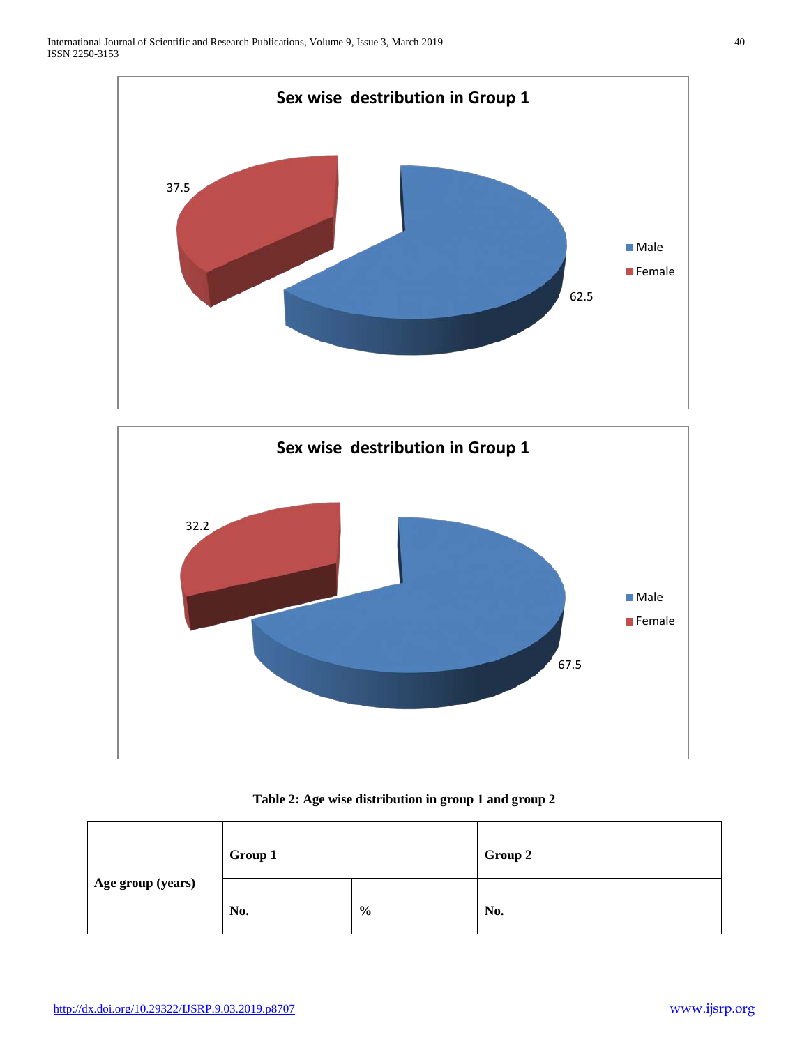**Sex wise destribution in Group 1**

- Male: 62.5
- Female: 37.5

**Sex wise destribution in Group 1**

- Male: 67.5
- Female: 32.2

**Table 2: Age wise distribution in group 1 and group 2**

| Age group (years) | Group 1 | | Group 2 | |
|---|---|---|---|---|
| | No. | % | No. | |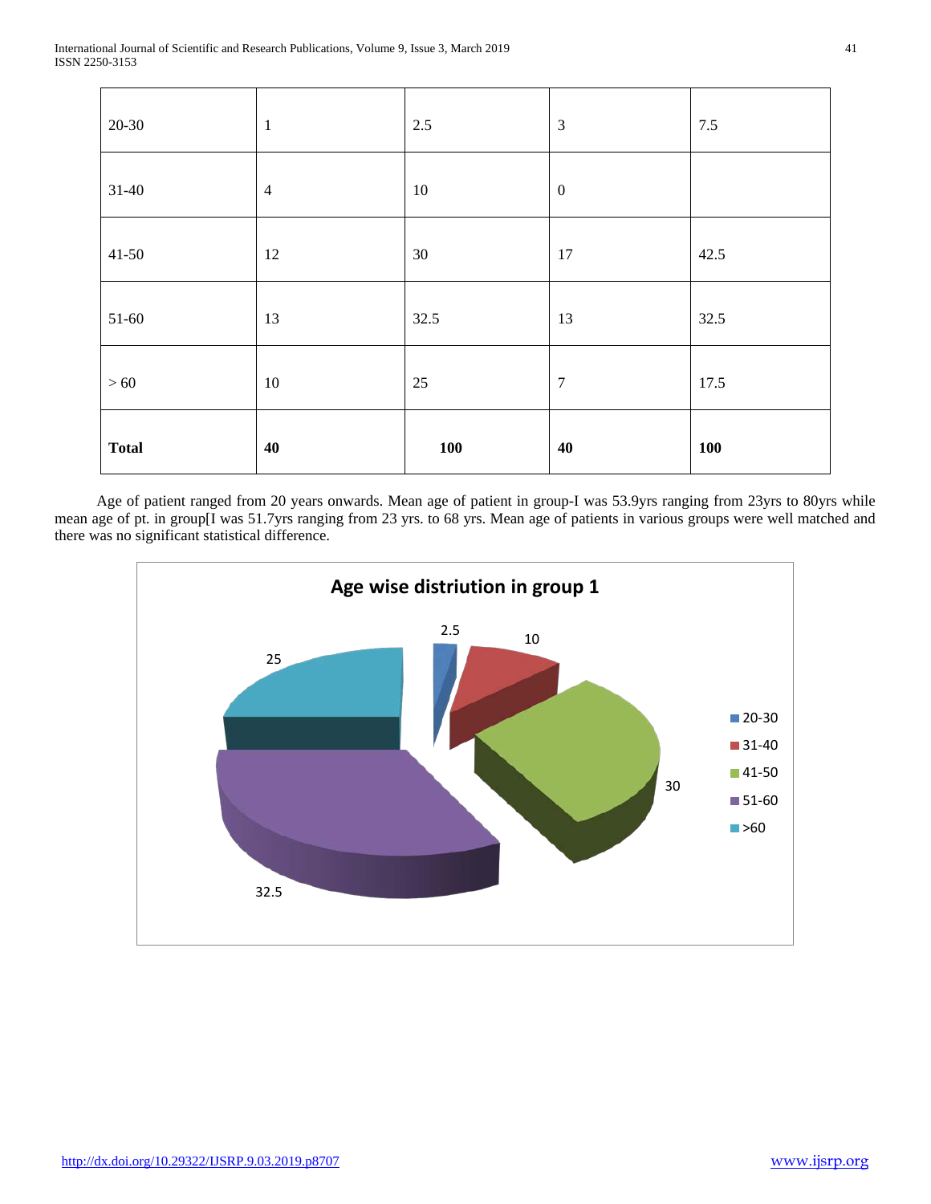| 20-30 | 1 | 2.5 | 3 | 7.5 |
|---|---|---|---|---|
| 31-40 | 4 | 10 | 0 | |
| 41-50 | 12 | 30 | 17 | 42.5 |
| 51-60 | 13 | 32.5 | 13 | 32.5 |
| > 60 | 10 | 25 | 7 | 17.5 |
| **Total** | **40** | **100** | **40** | **100** |

Age of patient ranged from 20 years onwards. Mean age of patient in group-I was 53.9yrs ranging from 23yrs to 80yrs while mean age of pt. in group[I was 51.7yrs ranging from 23 yrs. to 68 yrs. Mean age of patients in various groups were well matched and there was no significant statistical difference.

**Age wise distriution in group 1**

| Age group | % |
|---|---|
| 20-30 | 2.5 |
| 31-40 | 10 |
| 41-50 | 30 |
| 51-60 | 32.5 |
| >60 | 25 |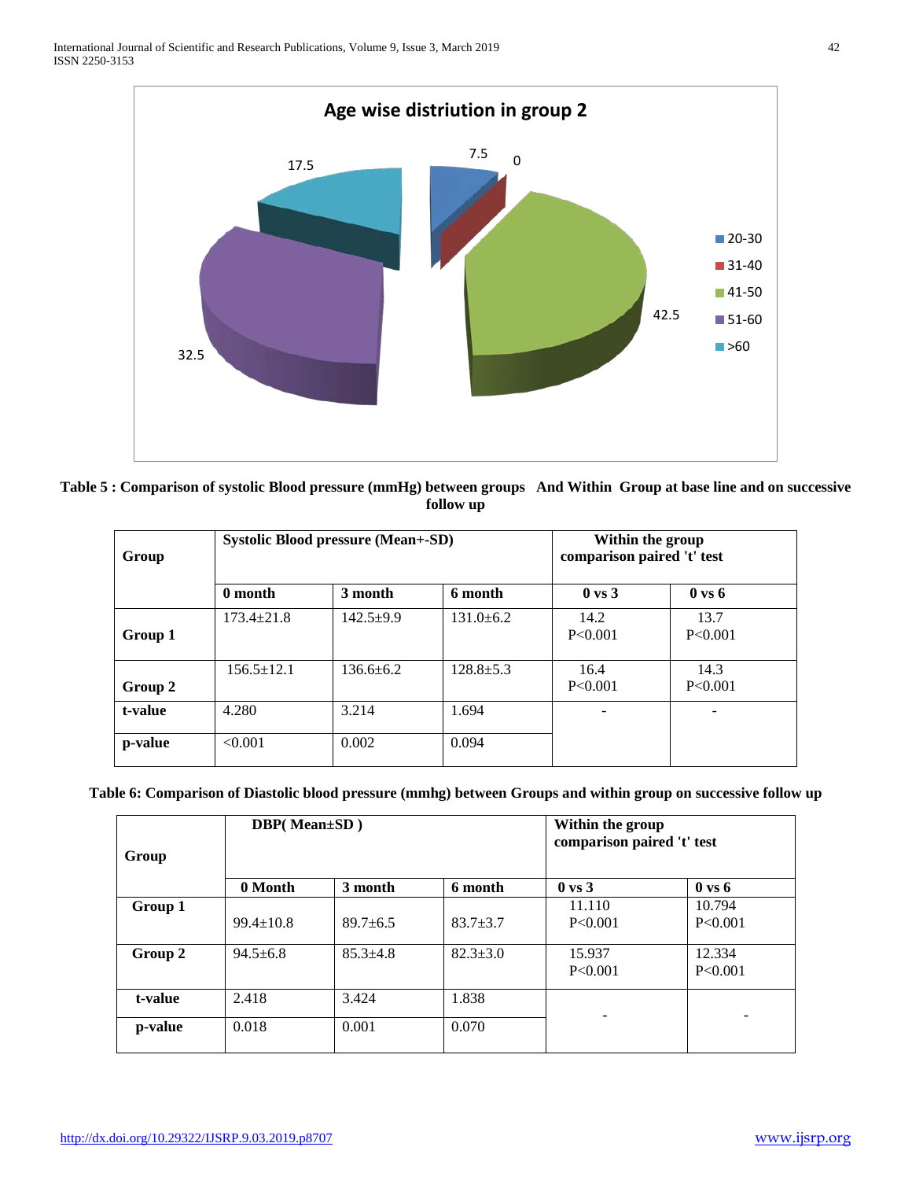Age wise distriution in group 2

| Age group | % |
|---|---|
| 20-30 | 7.5 |
| 31-40 | 0 |
| 41-50 | 42.5 |
| 51-60 | 32.5 |
| >60 | 17.5 |

**Table 5 : Comparison of systolic Blood pressure (mmHg) between groups And Within Group at base line and on successive follow up**

| Group | Systolic Blood pressure (Mean+-SD) | | | Within the group comparison paired 't' test | |
|---|---|---|---|---|---|
| | 0 month | 3 month | 6 month | 0 vs 3 | 0 vs 6 |
| Group 1 | 173.4±21.8 | 142.5±9.9 | 131.0±6.2 | 14.2 P<0.001 | 13.7 P<0.001 |
| Group 2 | 156.5±12.1 | 136.6±6.2 | 128.8±5.3 | 16.4 P<0.001 | 14.3 P<0.001 |
| t-value | 4.280 | 3.214 | 1.694 | - | - |
| p-value | <0.001 | 0.002 | 0.094 | | |

**Table 6: Comparison of Diastolic blood pressure (mmhg) between Groups and within group on successive follow up**

| Group | DBP( Mean±SD ) | | | Within the group comparison paired 't' test | |
|---|---|---|---|---|---|
| | 0 Month | 3 month | 6 month | 0 vs 3 | 0 vs 6 |
| Group 1 | 99.4±10.8 | 89.7±6.5 | 83.7±3.7 | 11.110 P<0.001 | 10.794 P<0.001 |
| Group 2 | 94.5±6.8 | 85.3±4.8 | 82.3±3.0 | 15.937 P<0.001 | 12.334 P<0.001 |
| t-value | 2.418 | 3.424 | 1.838 | - | - |
| p-value | 0.018 | 0.001 | 0.070 | | |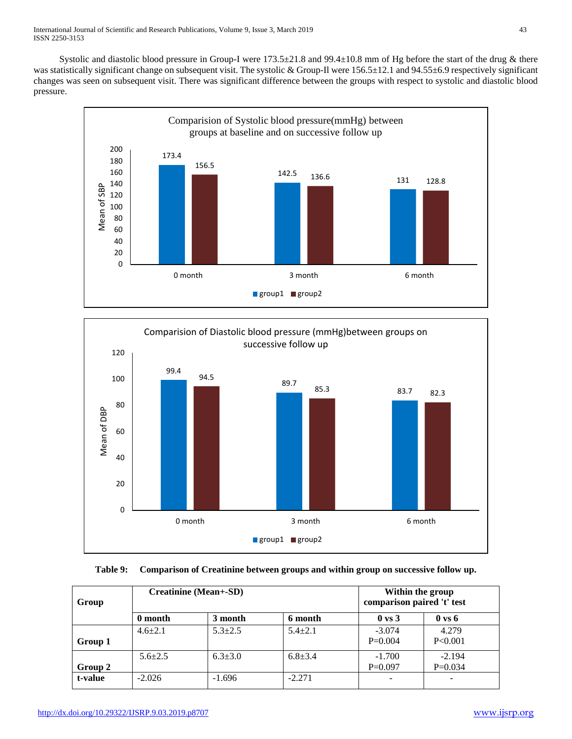Systolic and diastolic blood pressure in Group-I were 173.5±21.8 and 99.4±10.8 mm of Hg before the start of the drug & there was statistically significant change on subsequent visit. The systolic & Group-II were 156.5±12.1 and 94.55±6.9 respectively significant changes was seen on subsequent visit. There was significant difference between the groups with respect to systolic and diastolic blood pressure.

Comparision of Systolic blood pressure(mmHg) between groups at baseline and on successive follow up

| | group1 | group2 |
|---|---|---|
| 0 month | 173.4 | 156.5 |
| 3 month | 142.5 | 136.6 |
| 6 month | 131 | 128.8 |

Comparision of Diastolic blood pressure (mmHg)between groups on successive follow up

| | group1 | group2 |
|---|---|---|
| 0 month | 99.4 | 94.5 |
| 3 month | 89.7 | 85.3 |
| 6 month | 83.7 | 82.3 |

**Table 9: Comparison of Creatinine between groups and within group on successive follow up.**

| Group | Creatinine (Mean+-SD) | | | Within the group comparison paired 't' test | |
|---|---|---|---|---|---|
| | 0 month | 3 month | 6 month | 0 vs 3 | 0 vs 6 |
| Group 1 | 4.6±2.1 | 5.3±2.5 | 5.4±2.1 | -3.074 P=0.004 | 4.279 P<0.001 |
| Group 2 | 5.6±2.5 | 6.3±3.0 | 6.8±3.4 | -1.700 P=0.097 | -2.194 P=0.034 |
| t-value | -2.026 | -1.696 | -2.271 | - | - |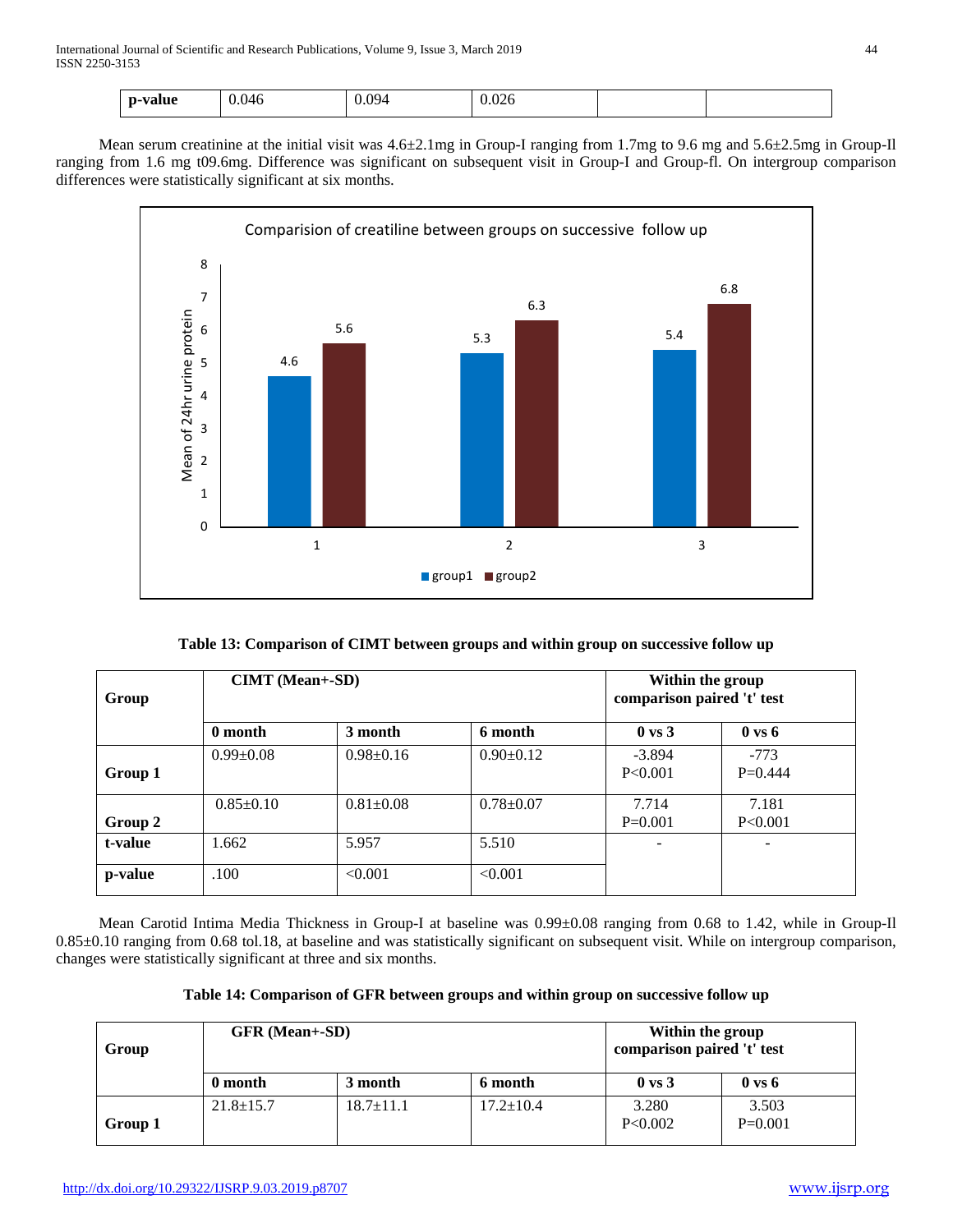| p-value | 0.046 | 0.094 | 0.026 | | |
|---|---|---|---|---|---|

Mean serum creatinine at the initial visit was 4.6±2.1mg in Group-I ranging from 1.7mg to 9.6 mg and 5.6±2.5mg in Group-Il ranging from 1.6 mg t09.6mg. Difference was significant on subsequent visit in Group-I and Group-fl. On intergroup comparison differences were statistically significant at six months.

Comparision of creatiline between groups on successive follow up

| | 1 | 2 | 3 |
|---|---|---|---|
| group1 | 4.6 | 5.3 | 5.4 |
| group2 | 5.6 | 6.3 | 6.8 |

(Y-axis: Mean of 24hr urine protein)

**Table 13: Comparison of CIMT between groups and within group on successive follow up**

| Group | CIMT (Mean+-SD) | | | Within the group comparison paired 't' test | |
|---|---|---|---|---|---|
| | 0 month | 3 month | 6 month | 0 vs 3 | 0 vs 6 |
| Group 1 | 0.99±0.08 | 0.98±0.16 | 0.90±0.12 | -3.894 P<0.001 | -773 P=0.444 |
| Group 2 | 0.85±0.10 | 0.81±0.08 | 0.78±0.07 | 7.714 P=0.001 | 7.181 P<0.001 |
| t-value | 1.662 | 5.957 | 5.510 | - | - |
| p-value | .100 | <0.001 | <0.001 | | |

Mean Carotid Intima Media Thickness in Group-I at baseline was 0.99±0.08 ranging from 0.68 to 1.42, while in Group-Il 0.85±0.10 ranging from 0.68 tol.18, at baseline and was statistically significant on subsequent visit. While on intergroup comparison, changes were statistically significant at three and six months.

**Table 14: Comparison of GFR between groups and within group on successive follow up**

| Group | GFR (Mean+-SD) | | | Within the group comparison paired 't' test | |
|---|---|---|---|---|---|
| | 0 month | 3 month | 6 month | 0 vs 3 | 0 vs 6 |
| Group 1 | 21.8±15.7 | 18.7±11.1 | 17.2±10.4 | 3.280 P<0.002 | 3.503 P=0.001 |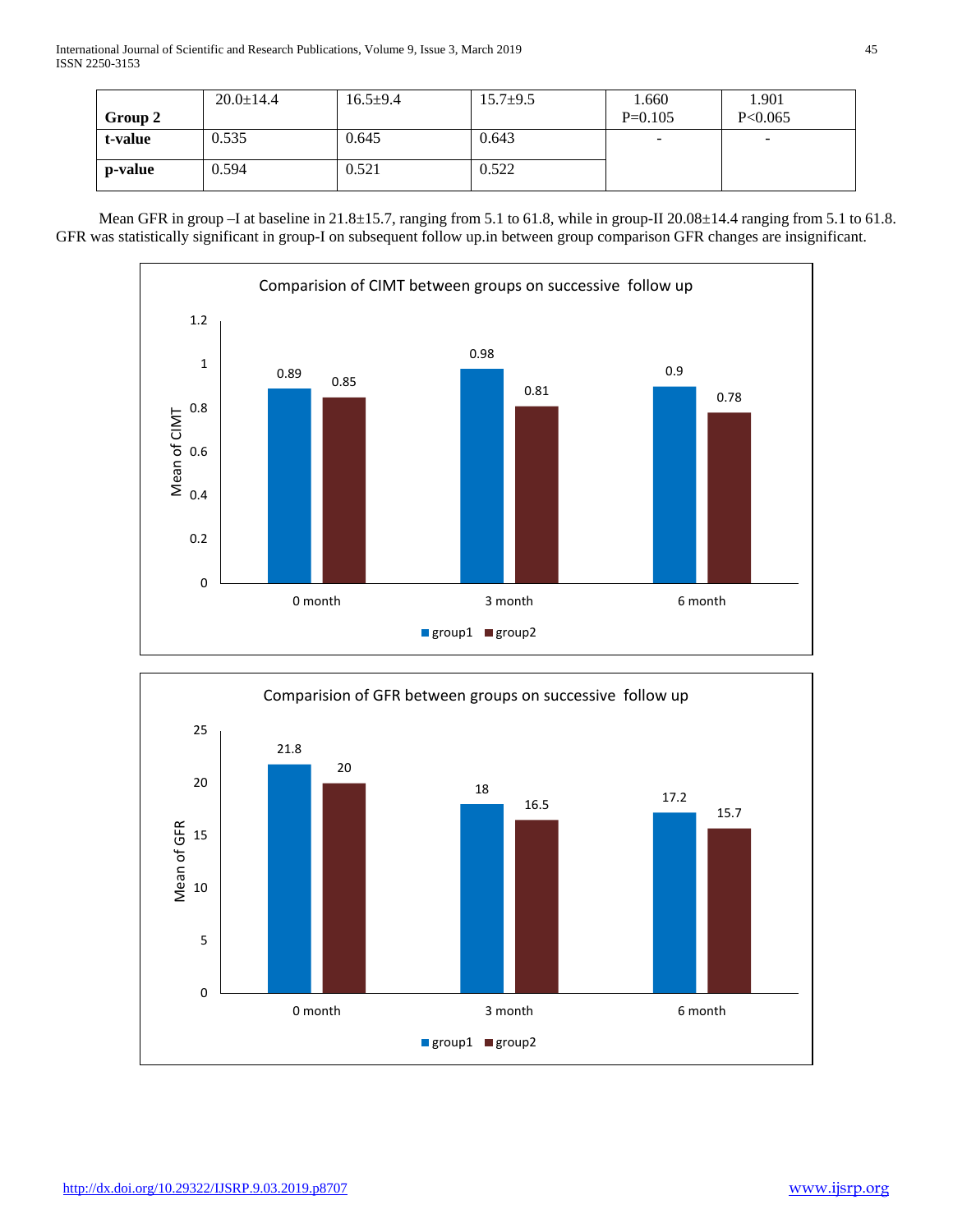| Group 2 | 20.0±14.4 | 16.5±9.4 | 15.7±9.5 | 1.660 P=0.105 | 1.901 P<0.065 |
|---|---|---|---|---|---|
| **t-value** | 0.535 | 0.645 | 0.643 | - | - |
| **p-value** | 0.594 | 0.521 | 0.522 | | |

Mean GFR in group –I at baseline in 21.8±15.7, ranging from 5.1 to 61.8, while in group-II 20.08±14.4 ranging from 5.1 to 61.8. GFR was statistically significant in group-I on subsequent follow up.in between group comparison GFR changes are insignificant.

**Comparision of CIMT between groups on successive follow up**

| | group1 | group2 |
|---|---|---|
| 0 month | 0.89 | 0.85 |
| 3 month | 0.98 | 0.81 |
| 6 month | 0.9 | 0.78 |

**Comparision of GFR between groups on successive follow up**

| | group1 | group2 |
|---|---|---|
| 0 month | 21.8 | 20 |
| 3 month | 18 | 16.5 |
| 6 month | 17.2 | 15.7 |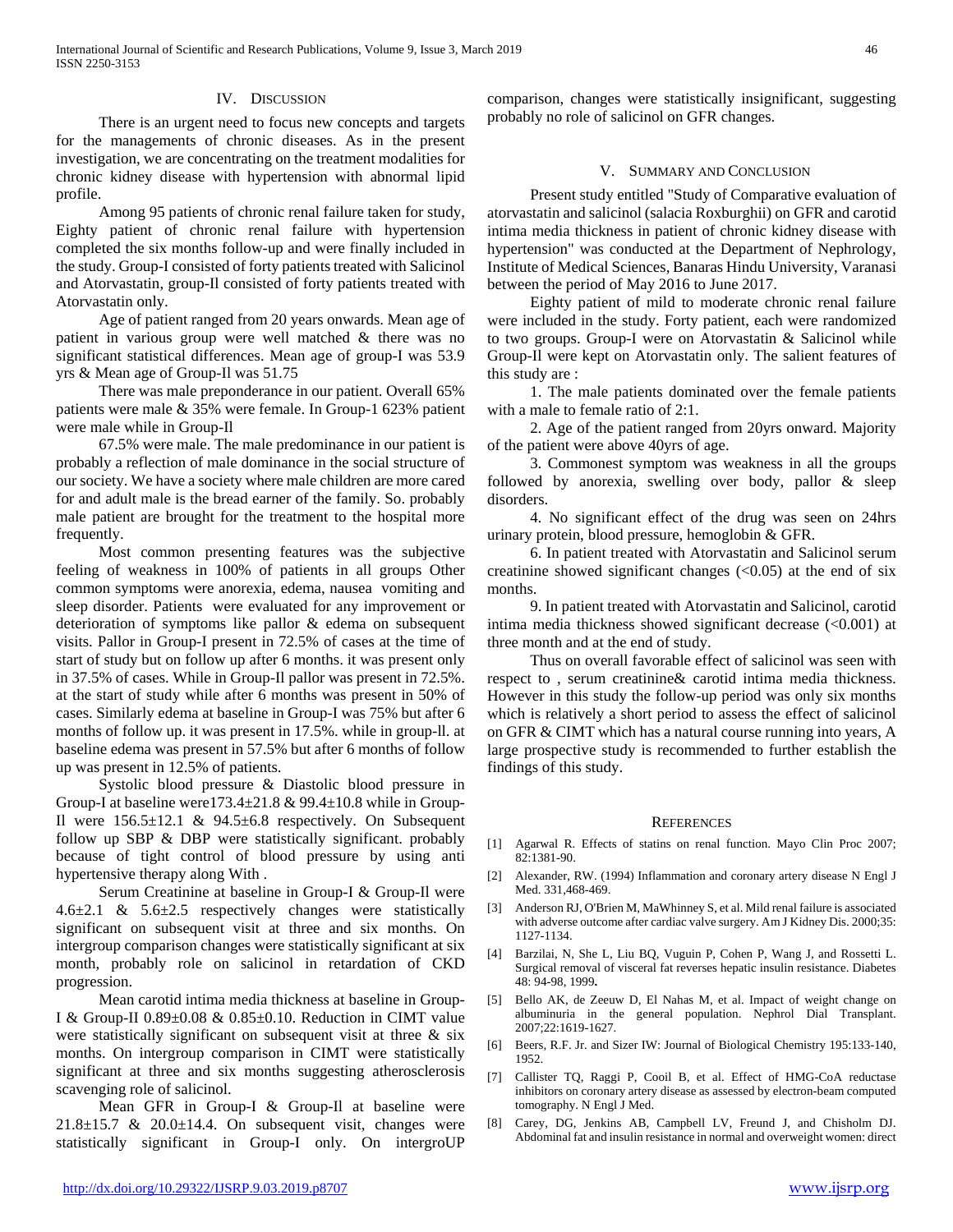## IV. Discussion

There is an urgent need to focus new concepts and targets for the managements of chronic diseases. As in the present investigation, we are concentrating on the treatment modalities for chronic kidney disease with hypertension with abnormal lipid profile.

Among 95 patients of chronic renal failure taken for study, Eighty patient of chronic renal failure with hypertension completed the six months follow-up and were finally included in the study. Group-I consisted of forty patients treated with Salicinol and Atorvastatin, group-Il consisted of forty patients treated with Atorvastatin only.

Age of patient ranged from 20 years onwards. Mean age of patient in various group were well matched & there was no significant statistical differences. Mean age of group-I was 53.9 yrs & Mean age of Group-Il was 51.75

There was male preponderance in our patient. Overall 65% patients were male & 35% were female. In Group-1 623% patient were male while in Group-Il

67.5% were male. The male predominance in our patient is probably a reflection of male dominance in the social structure of our society. We have a society where male children are more cared for and adult male is the bread earner of the family. So. probably male patient are brought for the treatment to the hospital more frequently.

Most common presenting features was the subjective feeling of weakness in 100% of patients in all groups Other common symptoms were anorexia, edema, nausea vomiting and sleep disorder. Patients were evaluated for any improvement or deterioration of symptoms like pallor & edema on subsequent visits. Pallor in Group-I present in 72.5% of cases at the time of start of study but on follow up after 6 months. it was present only in 37.5% of cases. While in Group-Il pallor was present in 72.5%. at the start of study while after 6 months was present in 50% of cases. Similarly edema at baseline in Group-I was 75% but after 6 months of follow up. it was present in 17.5%. while in group-ll. at baseline edema was present in 57.5% but after 6 months of follow up was present in 12.5% of patients.

Systolic blood pressure & Diastolic blood pressure in Group-I at baseline were173.4±21.8 & 99.4±10.8 while in Group-Il were 156.5±12.1 & 94.5±6.8 respectively. On Subsequent follow up SBP & DBP were statistically significant. probably because of tight control of blood pressure by using anti hypertensive therapy along With .

Serum Creatinine at baseline in Group-I & Group-Il were 4.6±2.1 & 5.6±2.5 respectively changes were statistically significant on subsequent visit at three and six months. On intergroup comparison changes were statistically significant at six month, probably role on salicinol in retardation of CKD progression.

Mean carotid intima media thickness at baseline in Group-I & Group-II 0.89±0.08 & 0.85±0.10. Reduction in CIMT value were statistically significant on subsequent visit at three & six months. On intergroup comparison in CIMT were statistically significant at three and six months suggesting atherosclerosis scavenging role of salicinol.

Mean GFR in Group-I & Group-Il at baseline were 21.8±15.7 & 20.0±14.4. On subsequent visit, changes were statistically significant in Group-I only. On intergroUP comparison, changes were statistically insignificant, suggesting probably no role of salicinol on GFR changes.

## V. Summary and Conclusion

Present study entitled "Study of Comparative evaluation of atorvastatin and salicinol (salacia Roxburghii) on GFR and carotid intima media thickness in patient of chronic kidney disease with hypertension" was conducted at the Department of Nephrology, Institute of Medical Sciences, Banaras Hindu University, Varanasi between the period of May 2016 to June 2017.

Eighty patient of mild to moderate chronic renal failure were included in the study. Forty patient, each were randomized to two groups. Group-I were on Atorvastatin & Salicinol while Group-Il were kept on Atorvastatin only. The salient features of this study are :

1. The male patients dominated over the female patients with a male to female ratio of 2:1.

2. Age of the patient ranged from 20yrs onward. Majority of the patient were above 40yrs of age.

3. Commonest symptom was weakness in all the groups followed by anorexia, swelling over body, pallor & sleep disorders.

4. No significant effect of the drug was seen on 24hrs urinary protein, blood pressure, hemoglobin & GFR.

6. In patient treated with Atorvastatin and Salicinol serum creatinine showed significant changes (<0.05) at the end of six months.

9. In patient treated with Atorvastatin and Salicinol, carotid intima media thickness showed significant decrease (<0.001) at three month and at the end of study.

Thus on overall favorable effect of salicinol was seen with respect to , serum creatinine& carotid intima media thickness. However in this study the follow-up period was only six months which is relatively a short period to assess the effect of salicinol on GFR & CIMT which has a natural course running into years, A large prospective study is recommended to further establish the findings of this study.

## References

[1] Agarwal R. Effects of statins on renal function. Mayo Clin Proc 2007; 82:1381-90.

[2] Alexander, RW. (1994) Inflammation and coronary artery disease N Engl J Med. 331,468-469.

[3] Anderson RJ, O'Brien M, MaWhinney S, et al. Mild renal failure is associated with adverse outcome after cardiac valve surgery. Am J Kidney Dis. 2000;35: 1127-1134.

[4] Barzilai, N, She L, Liu BQ, Vuguin P, Cohen P, Wang J, and Rossetti L. Surgical removal of visceral fat reverses hepatic insulin resistance. Diabetes 48: 94-98, 1999**.**

[5] Bello AK, de Zeeuw D, El Nahas M, et al. Impact of weight change on albuminuria in the general population. Nephrol Dial Transplant. 2007;22:1619-1627.

[6] Beers, R.F. Jr. and Sizer IW: Journal of Biological Chemistry 195:133-140, 1952.

[7] Callister TQ, Raggi P, Cooil B, et al. Effect of HMG-CoA reductase inhibitors on coronary artery disease as assessed by electron-beam computed tomography. N Engl J Med.

[8] Carey, DG, Jenkins AB, Campbell LV, Freund J, and Chisholm DJ. Abdominal fat and insulin resistance in normal and overweight women: direct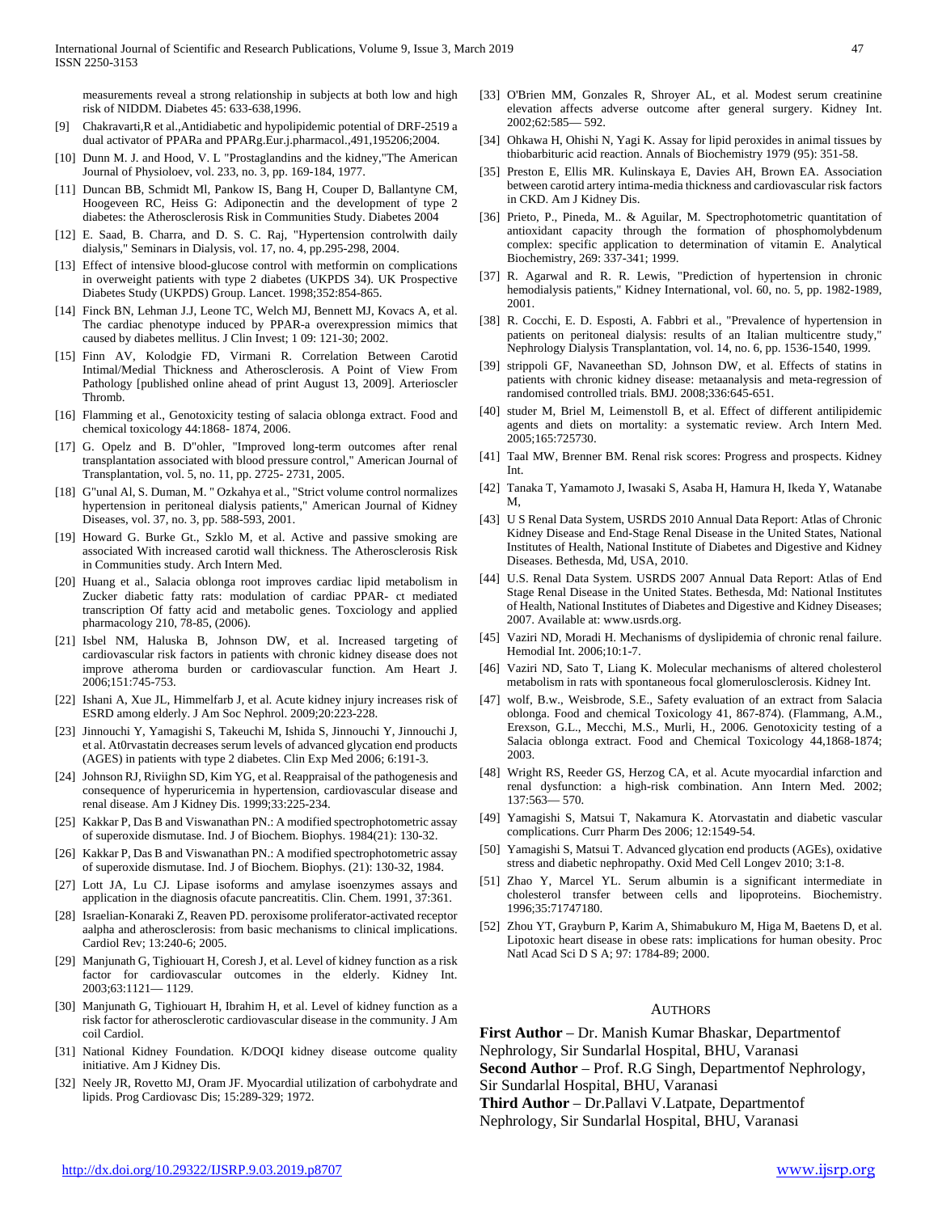measurements reveal a strong relationship in subjects at both low and high risk of NIDDM. Diabetes 45: 633-638,1996.

[9] Chakravarti,R et al.,Antidiabetic and hypolipidemic potential of DRF-2519 a dual activator of PPARa and PPARg.Eur.j.pharmacol.,491,195206;2004.

[10] Dunn M. J. and Hood, V. L "Prostaglandins and the kidney,"The American Journal of Physioloev, vol. 233, no. 3, pp. 169-184, 1977.

[11] Duncan BB, Schmidt Ml, Pankow IS, Bang H, Couper D, Ballantyne CM, Hoogeveen RC, Heiss G: Adiponectin and the development of type 2 diabetes: the Atherosclerosis Risk in Communities Study. Diabetes 2004

[12] E. Saad, B. Charra, and D. S. C. Raj, "Hypertension controlwith daily dialysis," Seminars in Dialysis, vol. 17, no. 4, pp.295-298, 2004.

[13] Effect of intensive blood-glucose control with metformin on complications in overweight patients with type 2 diabetes (UKPDS 34). UK Prospective Diabetes Study (UKPDS) Group. Lancet. 1998;352:854-865.

[14] Finck BN, Lehman J.J, Leone TC, Welch MJ, Bennett MJ, Kovacs A, et al. The cardiac phenotype induced by PPAR-a overexpression mimics that caused by diabetes mellitus. J Clin Invest; 1 09: 121-30; 2002.

[15] Finn AV, Kolodgie FD, Virmani R. Correlation Between Carotid Intimal/Medial Thickness and Atherosclerosis. A Point of View From Pathology [published online ahead of print August 13, 2009]. Arterioscler Thromb.

[16] Flamming et al., Genotoxicity testing of salacia oblonga extract. Food and chemical toxicology 44:1868- 1874, 2006.

[17] G. Opelz and B. D"ohler, "Improved long-term outcomes after renal transplantation associated with blood pressure control," American Journal of Transplantation, vol. 5, no. 11, pp. 2725- 2731, 2005.

[18] G"unal Al, S. Duman, M. " Ozkahya et al., "Strict volume control normalizes hypertension in peritoneal dialysis patients," American Journal of Kidney Diseases, vol. 37, no. 3, pp. 588-593, 2001.

[19] Howard G. Burke Gt., Szklo M, et al. Active and passive smoking are associated With increased carotid wall thickness. The Atherosclerosis Risk in Communities study. Arch Intern Med.

[20] Huang et al., Salacia oblonga root improves cardiac lipid metabolism in Zucker diabetic fatty rats: modulation of cardiac PPAR- ct mediated transcription Of fatty acid and metabolic genes. Toxciology and applied pharmacology 210, 78-85, (2006).

[21] Isbel NM, Haluska B, Johnson DW, et al. Increased targeting of cardiovascular risk factors in patients with chronic kidney disease does not improve atheroma burden or cardiovascular function. Am Heart J. 2006;151:745-753.

[22] Ishani A, Xue JL, Himmelfarb J, et al. Acute kidney injury increases risk of ESRD among elderly. J Am Soc Nephrol. 2009;20:223-228.

[23] Jinnouchi Y, Yamagishi S, Takeuchi M, Ishida S, Jinnouchi Y, Jinnouchi J, et al. At0rvastatin decreases serum levels of advanced glycation end products (AGES) in patients with type 2 diabetes. Clin Exp Med 2006; 6:191-3.

[24] Johnson RJ, Riviighn SD, Kim YG, et al. Reappraisal of the pathogenesis and consequence of hyperuricemia in hypertension, cardiovascular disease and renal disease. Am J Kidney Dis. 1999;33:225-234.

[25] Kakkar P, Das B and Viswanathan PN.: A modified spectrophotometric assay of superoxide dismutase. Ind. J of Biochem. Biophys. 1984(21): 130-32.

[26] Kakkar P, Das B and Viswanathan PN.: A modified spectrophotometric assay of superoxide dismutase. Ind. J of Biochem. Biophys. (21): 130-32, 1984.

[27] Lott JA, Lu CJ. Lipase isoforms and amylase isoenzymes assays and application in the diagnosis ofacute pancreatitis. Clin. Chem. 1991, 37:361.

[28] Israelian-Konaraki Z, Reaven PD. peroxisome proliferator-activated receptor aalpha and atherosclerosis: from basic mechanisms to clinical implications. Cardiol Rev; 13:240-6; 2005.

[29] Manjunath G, Tighiouart H, Coresh J, et al. Level of kidney function as a risk factor for cardiovascular outcomes in the elderly. Kidney Int. 2003;63:1121— 1129.

[30] Manjunath G, Tighiouart H, Ibrahim H, et al. Level of kidney function as a risk factor for atherosclerotic cardiovascular disease in the community. J Am coil Cardiol.

[31] National Kidney Foundation. K/DOQI kidney disease outcome quality initiative. Am J Kidney Dis.

[32] Neely JR, Rovetto MJ, Oram JF. Myocardial utilization of carbohydrate and lipids. Prog Cardiovasc Dis; 15:289-329; 1972.

[33] O'Brien MM, Gonzales R, Shroyer AL, et al. Modest serum creatinine elevation affects adverse outcome after general surgery. Kidney Int. 2002;62:585— 592.

[34] Ohkawa H, Ohishi N, Yagi K. Assay for lipid peroxides in animal tissues by thiobarbituric acid reaction. Annals of Biochemistry 1979 (95): 351-58.

[35] Preston E, Ellis MR. Kulinskaya E, Davies AH, Brown EA. Association between carotid artery intima-media thickness and cardiovascular risk factors in CKD. Am J Kidney Dis.

[36] Prieto, P., Pineda, M.. & Aguilar, M. Spectrophotometric quantitation of antioxidant capacity through the formation of phosphomolybdenum complex: specific application to determination of vitamin E. Analytical Biochemistry, 269: 337-341; 1999.

[37] R. Agarwal and R. R. Lewis, "Prediction of hypertension in chronic hemodialysis patients," Kidney International, vol. 60, no. 5, pp. 1982-1989, 2001.

[38] R. Cocchi, E. D. Esposti, A. Fabbri et al., "Prevalence of hypertension in patients on peritoneal dialysis: results of an Italian multicentre study," Nephrology Dialysis Transplantation, vol. 14, no. 6, pp. 1536-1540, 1999.

[39] strippoli GF, Navaneethan SD, Johnson DW, et al. Effects of statins in patients with chronic kidney disease: metaanalysis and meta-regression of randomised controlled trials. BMJ. 2008;336:645-651.

[40] studer M, Briel M, Leimenstoll B, et al. Effect of different antilipidemic agents and diets on mortality: a systematic review. Arch Intern Med. 2005;165:725730.

[41] Taal MW, Brenner BM. Renal risk scores: Progress and prospects. Kidney Int.

[42] Tanaka T, Yamamoto J, Iwasaki S, Asaba H, Hamura H, Ikeda Y, Watanabe M,

[43] U S Renal Data System, USRDS 2010 Annual Data Report: Atlas of Chronic Kidney Disease and End-Stage Renal Disease in the United States, National Institutes of Health, National Institute of Diabetes and Digestive and Kidney Diseases. Bethesda, Md, USA, 2010.

[44] U.S. Renal Data System. USRDS 2007 Annual Data Report: Atlas of End Stage Renal Disease in the United States. Bethesda, Md: National Institutes of Health, National Institutes of Diabetes and Digestive and Kidney Diseases; 2007. Available at: www.usrds.org.

[45] Vaziri ND, Moradi H. Mechanisms of dyslipidemia of chronic renal failure. Hemodial Int. 2006;10:1-7.

[46] Vaziri ND, Sato T, Liang K. Molecular mechanisms of altered cholesterol metabolism in rats with spontaneous focal glomerulosclerosis. Kidney Int.

[47] wolf, B.w., Weisbrode, S.E., Safety evaluation of an extract from Salacia oblonga. Food and chemical Toxicology 41, 867-874). (Flammang, A.M., Erexson, G.L., Mecchi, M.S., Murli, H., 2006. Genotoxicity testing of a Salacia oblonga extract. Food and Chemical Toxicology 44,1868-1874; 2003.

[48] Wright RS, Reeder GS, Herzog CA, et al. Acute myocardial infarction and renal dysfunction: a high-risk combination. Ann Intern Med. 2002; 137:563— 570.

[49] Yamagishi S, Matsui T, Nakamura K. Atorvastatin and diabetic vascular complications. Curr Pharm Des 2006; 12:1549-54.

[50] Yamagishi S, Matsui T. Advanced glycation end products (AGEs), oxidative stress and diabetic nephropathy. Oxid Med Cell Longev 2010; 3:1-8.

[51] Zhao Y, Marcel YL. Serum albumin is a significant intermediate in cholesterol transfer between cells and lipoproteins. Biochemistry. 1996;35:71747180.

[52] Zhou YT, Grayburn P, Karim A, Shimabukuro M, Higa M, Baetens D, et al. Lipotoxic heart disease in obese rats: implications for human obesity. Proc Natl Acad Sci D S A; 97: 1784-89; 2000.

## AUTHORS

**First Author** – Dr. Manish Kumar Bhaskar, Departmentof Nephrology, Sir Sundarlal Hospital, BHU, Varanasi

**Second Author** – Prof. R.G Singh, Departmentof Nephrology, Sir Sundarlal Hospital, BHU, Varanasi

**Third Author** – Dr.Pallavi V.Latpate, Departmentof Nephrology, Sir Sundarlal Hospital, BHU, Varanasi